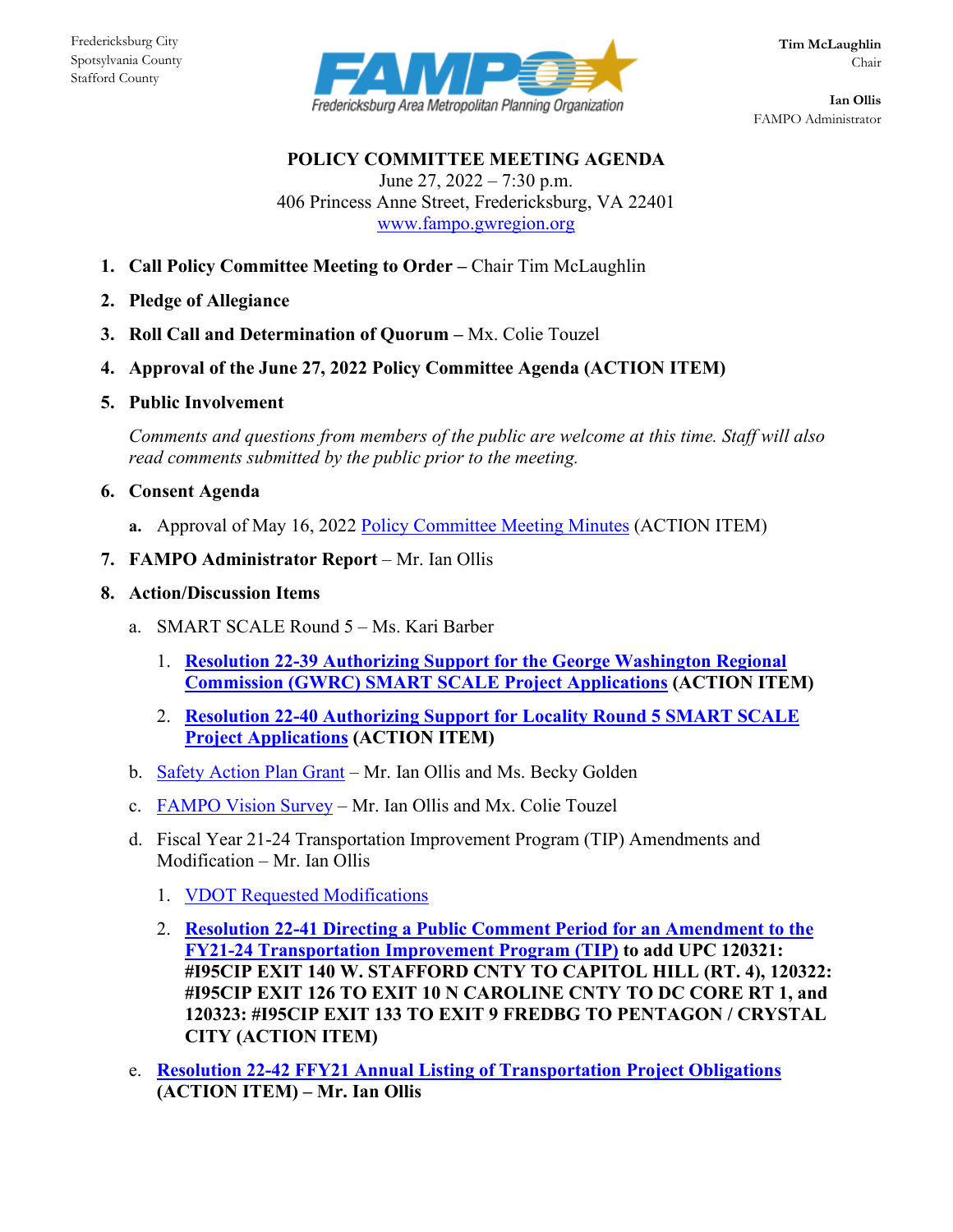Fredericksburg City
Spotsylvania County
Stafford County

FAMPO
Fredericksburg Area Metropolitan Planning Organization

**Tim McLaughlin**
Chair

**Ian Ollis**
FAMPO Administrator

**POLICY COMMITTEE MEETING AGENDA**
June 27, 2022 – 7:30 p.m.
406 Princess Anne Street, Fredericksburg, VA 22401
www.fampo.gwregion.org

1. **Call Policy Committee Meeting to Order –** Chair Tim McLaughlin
2. **Pledge of Allegiance**
3. **Roll Call and Determination of Quorum –** Mx. Colie Touzel
4. **Approval of the June 27, 2022 Policy Committee Agenda (ACTION ITEM)**
5. **Public Involvement**

   *Comments and questions from members of the public are welcome at this time. Staff will also read comments submitted by the public prior to the meeting.*

6. **Consent Agenda**
   - **a.** Approval of May 16, 2022 Policy Committee Meeting Minutes (ACTION ITEM)
7. **FAMPO Administrator Report** – Mr. Ian Ollis
8. **Action/Discussion Items**
   - a. SMART SCALE Round 5 – Ms. Kari Barber
     1. **Resolution 22-39 Authorizing Support for the George Washington Regional Commission (GWRC) SMART SCALE Project Applications (ACTION ITEM)**
     2. **Resolution 22-40 Authorizing Support for Locality Round 5 SMART SCALE Project Applications (ACTION ITEM)**
   - b. Safety Action Plan Grant – Mr. Ian Ollis and Ms. Becky Golden
   - c. FAMPO Vision Survey – Mr. Ian Ollis and Mx. Colie Touzel
   - d. Fiscal Year 21-24 Transportation Improvement Program (TIP) Amendments and Modification – Mr. Ian Ollis
     1. VDOT Requested Modifications
     2. **Resolution 22-41 Directing a Public Comment Period for an Amendment to the FY21-24 Transportation Improvement Program (TIP) to add UPC 120321: #I95CIP EXIT 140 W. STAFFORD CNTY TO CAPITOL HILL (RT. 4), 120322: #I95CIP EXIT 126 TO EXIT 10 N CAROLINE CNTY TO DC CORE RT 1, and 120323: #I95CIP EXIT 133 TO EXIT 9 FREDBG TO PENTAGON / CRYSTAL CITY (ACTION ITEM)**
   - e. **Resolution 22-42 FFY21 Annual Listing of Transportation Project Obligations (ACTION ITEM) – Mr. Ian Ollis**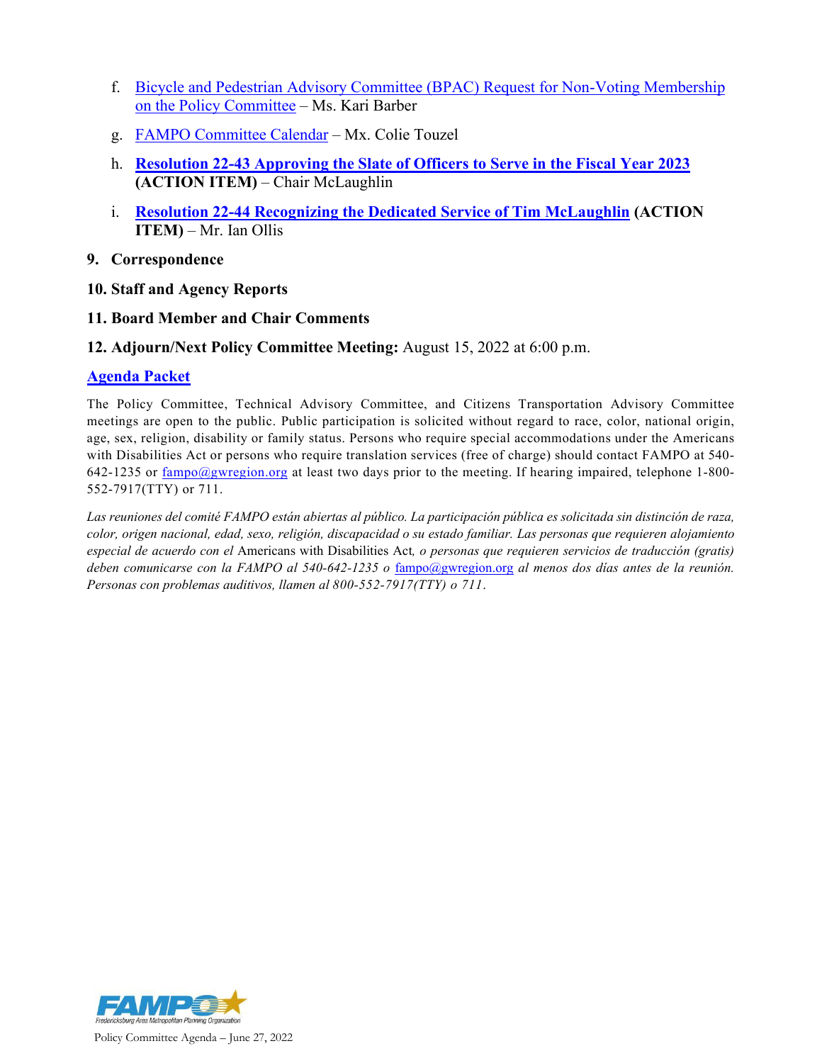f. Bicycle and Pedestrian Advisory Committee (BPAC) Request for Non-Voting Membership on the Policy Committee – Ms. Kari Barber

g. FAMPO Committee Calendar – Mx. Colie Touzel

h. **Resolution 22-43 Approving the Slate of Officers to Serve in the Fiscal Year 2023 (ACTION ITEM)** – Chair McLaughlin

i. **Resolution 22-44 Recognizing the Dedicated Service of Tim McLaughlin (ACTION ITEM)** – Mr. Ian Ollis

**9. Correspondence**

**10. Staff and Agency Reports**

**11. Board Member and Chair Comments**

**12. Adjourn/Next Policy Committee Meeting:** August 15, 2022 at 6:00 p.m.

**Agenda Packet**

The Policy Committee, Technical Advisory Committee, and Citizens Transportation Advisory Committee meetings are open to the public. Public participation is solicited without regard to race, color, national origin, age, sex, religion, disability or family status. Persons who require special accommodations under the Americans with Disabilities Act or persons who require translation services (free of charge) should contact FAMPO at 540-642-1235 or fampo@gwregion.org at least two days prior to the meeting. If hearing impaired, telephone 1-800-552-7917(TTY) or 711.

*Las reuniones del comité FAMPO están abiertas al público. La participación pública es solicitada sin distinción de raza, color, origen nacional, edad, sexo, religión, discapacidad o su estado familiar. Las personas que requieren alojamiento especial de acuerdo con el* Americans with Disabilities Act*, o personas que requieren servicios de traducción (gratis) deben comunicarse con la FAMPO al 540-642-1235 o* fampo@gwregion.org *al menos dos días antes de la reunión. Personas con problemas auditivos, llamen al 800-552-7917(TTY) o 711.*